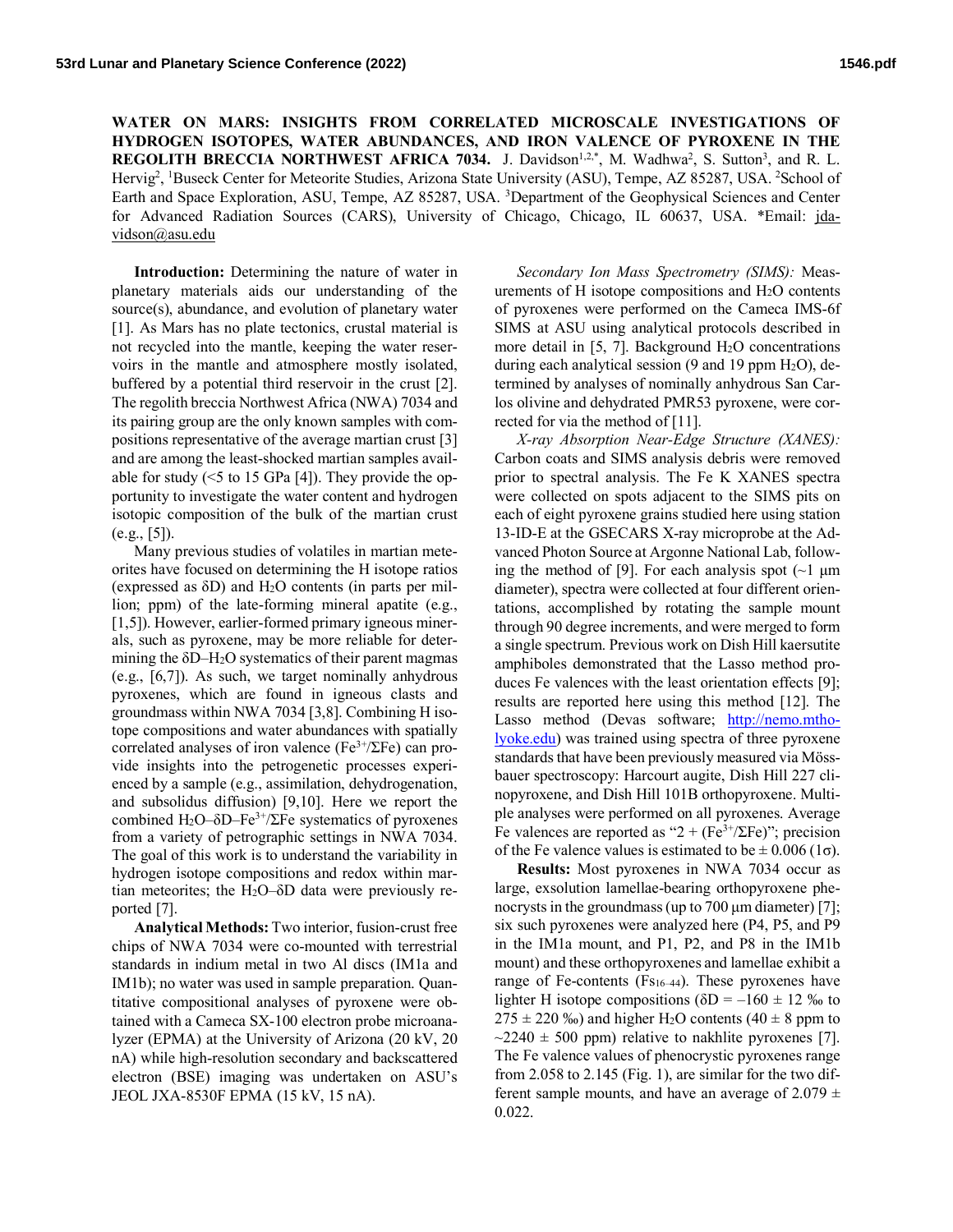# WATER ON MARS: INSIGHTS FROM CORRELATED MICROSCALE INVESTIGATIONS OF HYDROGEN ISOTOPES, WATER ABUNDANCES, AND IRON VALENCE OF PYROXENE IN THE REGOLITH BRECCIA NORTHWEST AFRICA 7034.

J. Davidson[1,2,*], M. Wadhwa[2], S. Sutton[3], and R. L. Hervig[2], [1]Buseck Center for Meteorite Studies, Arizona State University (ASU), Tempe, AZ 85287, USA. [2]School of Earth and Space Exploration, ASU, Tempe, AZ 85287, USA. [3]Department of the Geophysical Sciences and Center for Advanced Radiation Sources (CARS), University of Chicago, Chicago, IL 60637, USA. *Email: jdavidson@asu.edu

**Introduction:** Determining the nature of water in planetary materials aids our understanding of the source(s), abundance, and evolution of planetary water [1]. As Mars has no plate tectonics, crustal material is not recycled into the mantle, keeping the water reservoirs in the mantle and atmosphere mostly isolated, buffered by a potential third reservoir in the crust [2]. The regolith breccia Northwest Africa (NWA) 7034 and its pairing group are the only known samples with compositions representative of the average martian crust [3] and are among the least-shocked martian samples available for study (<5 to 15 GPa [4]). They provide the opportunity to investigate the water content and hydrogen isotopic composition of the bulk of the martian crust (e.g., [5]).

Many previous studies of volatiles in martian meteorites have focused on determining the H isotope ratios (expressed as δD) and $H_2O$ contents (in parts per million; ppm) of the late-forming mineral apatite (e.g., [1,5]). However, earlier-formed primary igneous minerals, such as pyroxene, may be more reliable for determining the δD–$H_2O$ systematics of their parent magmas (e.g., [6,7]). As such, we target nominally anhydrous pyroxenes, which are found in igneous clasts and groundmass within NWA 7034 [3,8]. Combining H isotope compositions and water abundances with spatially correlated analyses of iron valence ($Fe^{3+}/\Sigma Fe$) can provide insights into the petrogenetic processes experienced by a sample (e.g., assimilation, dehydrogenation, and subsolidus diffusion) [9,10]. Here we report the combined $H_2O$–δD–$Fe^{3+}/\Sigma Fe$ systematics of pyroxenes from a variety of petrographic settings in NWA 7034. The goal of this work is to understand the variability in hydrogen isotope compositions and redox within martian meteorites; the $H_2O$–δD data were previously reported [7].

**Analytical Methods:** Two interior, fusion-crust free chips of NWA 7034 were co-mounted with terrestrial standards in indium metal in two Al discs (IM1a and IM1b); no water was used in sample preparation. Quantitative compositional analyses of pyroxene were obtained with a Cameca SX-100 electron probe microanalyzer (EPMA) at the University of Arizona (20 kV, 20 nA) while high-resolution secondary and backscattered electron (BSE) imaging was undertaken on ASU's JEOL JXA-8530F EPMA (15 kV, 15 nA).

*Secondary Ion Mass Spectrometry (SIMS):* Measurements of H isotope compositions and $H_2O$ contents of pyroxenes were performed on the Cameca IMS-6f SIMS at ASU using analytical protocols described in more detail in [5, 7]. Background $H_2O$ concentrations during each analytical session (9 and 19 ppm $H_2O$), determined by analyses of nominally anhydrous San Carlos olivine and dehydrated PMR53 pyroxene, were corrected for via the method of [11].

*X-ray Absorption Near-Edge Structure (XANES):* Carbon coats and SIMS analysis debris were removed prior to spectral analysis. The Fe K XANES spectra were collected on spots adjacent to the SIMS pits on each of eight pyroxene grains studied here using station 13-ID-E at the GSECARS X-ray microprobe at the Advanced Photon Source at Argonne National Lab, following the method of [9]. For each analysis spot (~1 μm diameter), spectra were collected at four different orientations, accomplished by rotating the sample mount through 90 degree increments, and were merged to form a single spectrum. Previous work on Dish Hill kaersutite amphiboles demonstrated that the Lasso method produces Fe valences with the least orientation effects [9]; results are reported here using this method [12]. The Lasso method (Devas software; http://nemo.mtholyoke.edu) was trained using spectra of three pyroxene standards that have been previously measured via Mössbauer spectroscopy: Harcourt augite, Dish Hill 227 clinopyroxene, and Dish Hill 101B orthopyroxene. Multiple analyses were performed on all pyroxenes. Average Fe valences are reported as "2 + ($Fe^{3+}/\Sigma Fe$)"; precision of the Fe valence values is estimated to be ± 0.006 (1σ).

**Results:** Most pyroxenes in NWA 7034 occur as large, exsolution lamellae-bearing orthopyroxene phenocrysts in the groundmass (up to 700 μm diameter) [7]; six such pyroxenes were analyzed here (P4, P5, and P9 in the IM1a mount, and P1, P2, and P8 in the IM1b mount) and these orthopyroxenes and lamellae exhibit a range of Fe-contents ($Fs_{16–44}$). These pyroxenes have lighter H isotope compositions (δD = –160 ± 12 ‰ to 275 ± 220 ‰) and higher $H_2O$ contents (40 ± 8 ppm to ~2240 ± 500 ppm) relative to nakhlite pyroxenes [7]. The Fe valence values of phenocrystic pyroxenes range from 2.058 to 2.145 (Fig. 1), are similar for the two different sample mounts, and have an average of 2.079 ± 0.022.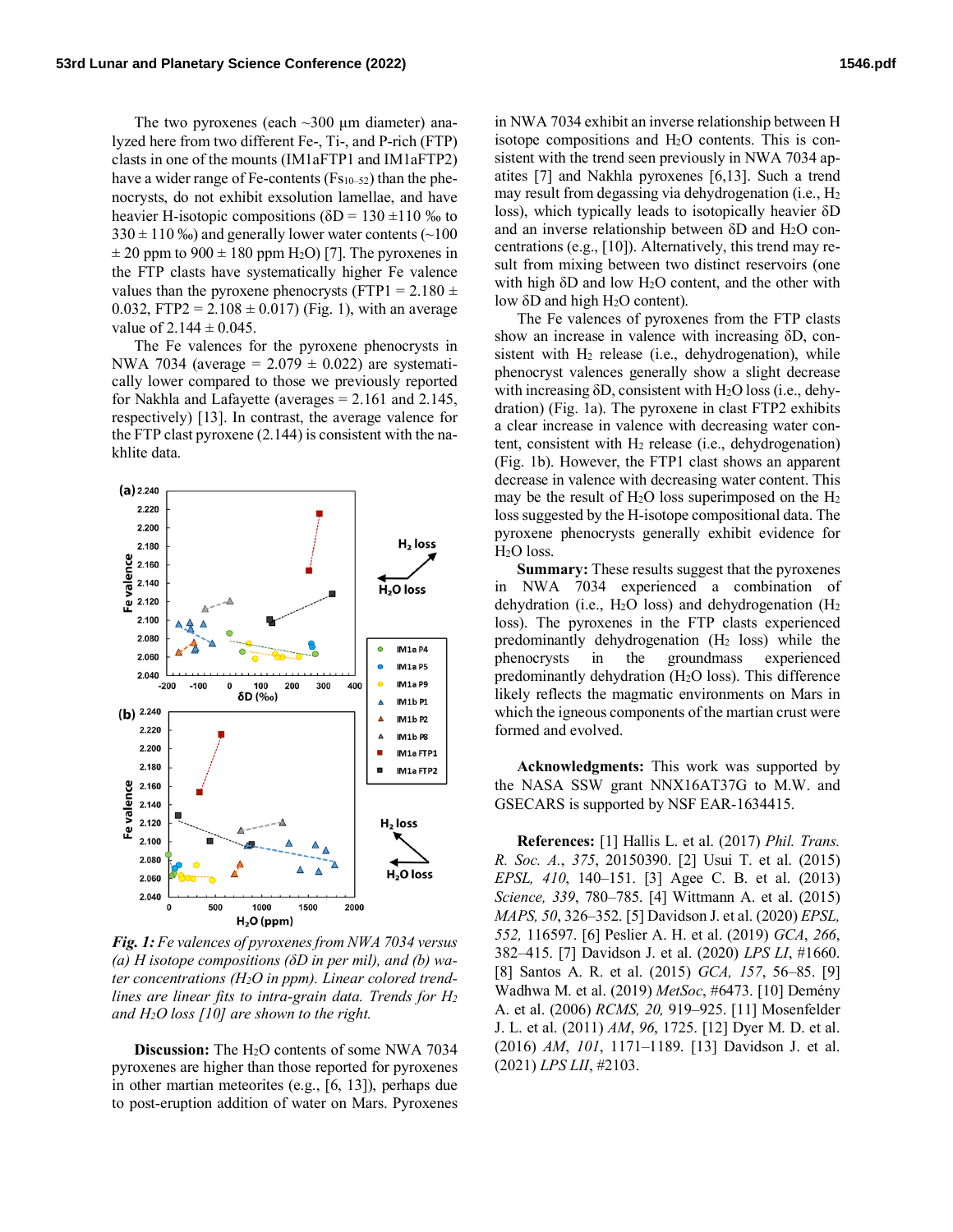The two pyroxenes (each ~300 μm diameter) analyzed here from two different Fe-, Ti-, and P-rich (FTP) clasts in one of the mounts (IM1aFTP1 and IM1aFTP2) have a wider range of Fe-contents ($Fs_{10-52}$) than the phenocrysts, do not exhibit exsolution lamellae, and have heavier H-isotopic compositions (δD = 130 ±110 ‰ to 330 ± 110 ‰) and generally lower water contents (~100 ± 20 ppm to 900 ± 180 ppm $H_2O$) [7]. The pyroxenes in the FTP clasts have systematically higher Fe valence values than the pyroxene phenocrysts (FTP1 = 2.180 ± 0.032, FTP2 = 2.108 ± 0.017) (Fig. 1), with an average value of 2.144 ± 0.045.

The Fe valences for the pyroxene phenocrysts in NWA 7034 (average = 2.079 ± 0.022) are systematically lower compared to those we previously reported for Nakhla and Lafayette (averages = 2.161 and 2.145, respectively) [13]. In contrast, the average valence for the FTP clast pyroxene (2.144) is consistent with the nakhlite data.

(a)
Fe valence
2.240
2.220
2.200
2.180
2.160
2.140
2.120
2.100
2.080
2.060
2.040
-200 -100 0 100 200 300 400
δD (‰)

H₂ loss
H₂O loss

IM1a P4
IM1a P5
IM1a P9
IM1b P1
IM1b P2
IM1b P8
IM1a FTP1
IM1a FTP2

(b)
Fe valence
2.240
2.220
2.200
2.180
2.160
2.140
2.120
2.100
2.080
2.060
2.040
0 500 1000 1500 2000
H₂O (ppm)

H₂ loss
H₂O loss

*Fig. 1: Fe valences of pyroxenes from NWA 7034 versus (a) H isotope compositions (δD in per mil), and (b) water concentrations ($H_2O$ in ppm). Linear colored trend-lines are linear fits to intra-grain data. Trends for $H_2$ and $H_2O$ loss [10] are shown to the right.*

**Discussion:** The $H_2O$ contents of some NWA 7034 pyroxenes are higher than those reported for pyroxenes in other martian meteorites (e.g., [6, 13]), perhaps due to post-eruption addition of water on Mars. Pyroxenes in NWA 7034 exhibit an inverse relationship between H isotope compositions and $H_2O$ contents. This is consistent with the trend seen previously in NWA 7034 apatites [7] and Nakhla pyroxenes [6,13]. Such a trend may result from degassing via dehydrogenation (i.e., $H_2$ loss), which typically leads to isotopically heavier δD and an inverse relationship between δD and $H_2O$ concentrations (e.g., [10]). Alternatively, this trend may result from mixing between two distinct reservoirs (one with high δD and low $H_2O$ content, and the other with low δD and high $H_2O$ content).

The Fe valences of pyroxenes from the FTP clasts show an increase in valence with increasing δD, consistent with $H_2$ release (i.e., dehydrogenation), while phenocryst valences generally show a slight decrease with increasing δD, consistent with $H_2O$ loss (i.e., dehydration) (Fig. 1a). The pyroxene in clast FTP2 exhibits a clear increase in valence with decreasing water content, consistent with $H_2$ release (i.e., dehydrogenation) (Fig. 1b). However, the FTP1 clast shows an apparent decrease in valence with decreasing water content. This may be the result of $H_2O$ loss superimposed on the $H_2$ loss suggested by the H-isotope compositional data. The pyroxene phenocrysts generally exhibit evidence for $H_2O$ loss.

**Summary:** These results suggest that the pyroxenes in NWA 7034 experienced a combination of dehydration (i.e., $H_2O$ loss) and dehydrogenation ($H_2$ loss). The pyroxenes in the FTP clasts experienced predominantly dehydrogenation ($H_2$ loss) while the phenocrysts in the groundmass experienced predominantly dehydration ($H_2O$ loss). This difference likely reflects the magmatic environments on Mars in which the igneous components of the martian crust were formed and evolved.

**Acknowledgments:** This work was supported by the NASA SSW grant NNX16AT37G to M.W. and GSECARS is supported by NSF EAR-1634415.

**References:** [1] Hallis L. et al. (2017) *Phil. Trans. R. Soc. A.*, *375*, 20150390. [2] Usui T. et al. (2015) *EPSL, 410*, 140–151. [3] Agee C. B. et al. (2013) *Science, 339*, 780–785. [4] Wittmann A. et al. (2015) *MAPS, 50*, 326–352. [5] Davidson J. et al. (2020) *EPSL, 552*, 116597. [6] Peslier A. H. et al. (2019) *GCA*, *266*, 382–415. [7] Davidson J. et al. (2020) *LPS LI*, #1660. [8] Santos A. R. et al. (2015) *GCA, 157*, 56–85. [9] Wadhwa M. et al. (2019) *MetSoc*, #6473. [10] Demény A. et al. (2006) *RCMS, 20,* 919–925. [11] Mosenfelder J. L. et al. (2011) *AM*, *96*, 1725. [12] Dyer M. D. et al. (2016) *AM*, *101*, 1171–1189. [13] Davidson J. et al. (2021) *LPS LII*, #2103.